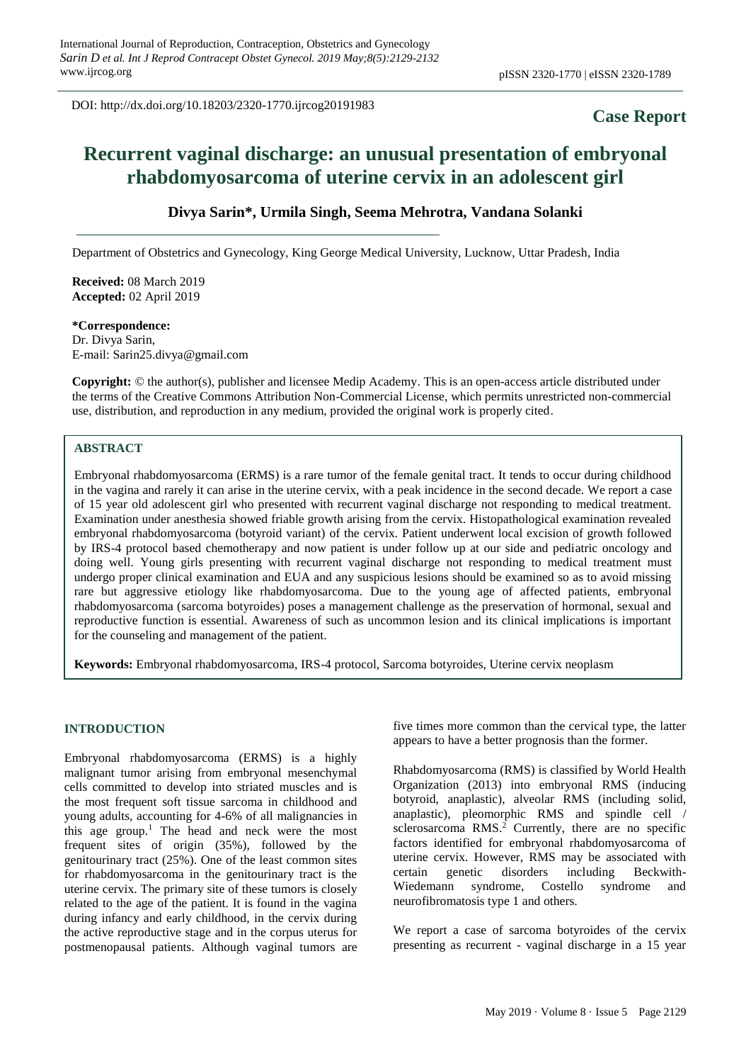DOI: http://dx.doi.org/10.18203/2320-1770.ijrcog20191983

**Case Report**

# Recurrent vaginal discharge: an unusual presentation of embryonal rhabdomyosarcoma of uterine cervix in an adolescent girl

**Divya Sarin*, Urmila Singh, Seema Mehrotra, Vandana Solanki**

Department of Obstetrics and Gynecology, King George Medical University, Lucknow, Uttar Pradesh, India

**Received:** 08 March 2019
**Accepted:** 02 April 2019

***Correspondence:**
Dr. Divya Sarin,
E-mail: Sarin25.divya@gmail.com

**Copyright:** © the author(s), publisher and licensee Medip Academy. This is an open-access article distributed under the terms of the Creative Commons Attribution Non-Commercial License, which permits unrestricted non-commercial use, distribution, and reproduction in any medium, provided the original work is properly cited.

## ABSTRACT

Embryonal rhabdomyosarcoma (ERMS) is a rare tumor of the female genital tract. It tends to occur during childhood in the vagina and rarely it can arise in the uterine cervix, with a peak incidence in the second decade. We report a case of 15 year old adolescent girl who presented with recurrent vaginal discharge not responding to medical treatment. Examination under anesthesia showed friable growth arising from the cervix. Histopathological examination revealed embryonal rhabdomyosarcoma (botyroid variant) of the cervix. Patient underwent local excision of growth followed by IRS-4 protocol based chemotherapy and now patient is under follow up at our side and pediatric oncology and doing well. Young girls presenting with recurrent vaginal discharge not responding to medical treatment must undergo proper clinical examination and EUA and any suspicious lesions should be examined so as to avoid missing rare but aggressive etiology like rhabdomyosarcoma. Due to the young age of affected patients, embryonal rhabdomyosarcoma (sarcoma botyroides) poses a management challenge as the preservation of hormonal, sexual and reproductive function is essential. Awareness of such as uncommon lesion and its clinical implications is important for the counseling and management of the patient.

**Keywords:** Embryonal rhabdomyosarcoma, IRS-4 protocol, Sarcoma botyroides, Uterine cervix neoplasm

## INTRODUCTION

Embryonal rhabdomyosarcoma (ERMS) is a highly malignant tumor arising from embryonal mesenchymal cells committed to develop into striated muscles and is the most frequent soft tissue sarcoma in childhood and young adults, accounting for 4-6% of all malignancies in this age group.[1] The head and neck were the most frequent sites of origin (35%), followed by the genitourinary tract (25%). One of the least common sites for rhabdomyosarcoma in the genitourinary tract is the uterine cervix. The primary site of these tumors is closely related to the age of the patient. It is found in the vagina during infancy and early childhood, in the cervix during the active reproductive stage and in the corpus uterus for postmenopausal patients. Although vaginal tumors are five times more common than the cervical type, the latter appears to have a better prognosis than the former.

Rhabdomyosarcoma (RMS) is classified by World Health Organization (2013) into embryonal RMS (inducing botyroid, anaplastic), alveolar RMS (including solid, anaplastic), pleomorphic RMS and spindle cell / sclerosarcoma RMS.[2] Currently, there are no specific factors identified for embryonal rhabdomyosarcoma of uterine cervix. However, RMS may be associated with certain genetic disorders including Beckwith-Wiedemann syndrome, Costello syndrome and neurofibromatosis type 1 and others.

We report a case of sarcoma botyroides of the cervix presenting as recurrent - vaginal discharge in a 15 year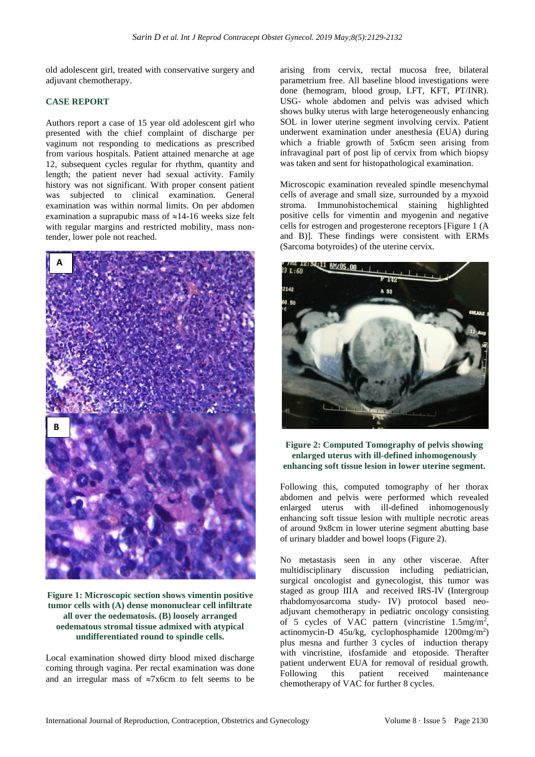old adolescent girl, treated with conservative surgery and adjuvant chemotherapy.

## CASE REPORT

Authors report a case of 15 year old adolescent girl who presented with the chief complaint of discharge per vaginum not responding to medications as prescribed from various hospitals. Patient attained menarche at age 12, subsequent cycles regular for rhythm, quantity and length; the patient never had sexual activity. Family history was not significant. With proper consent patient was subjected to clinical examination. General examination was within normal limits. On per abdomen examination a suprapubic mass of ≈14-16 weeks size felt with regular margins and restricted mobility, mass non-tender, lower pole not reached.

**Figure 1: Microscopic section shows vimentin positive tumor cells with (A) dense mononuclear cell infiltrate all over the oedematosis. (B) loosely arranged oedematous stromal tissue admixed with atypical undifferentiated round to spindle cells.**

Local examination showed dirty blood mixed discharge coming through vagina. Per rectal examination was done and an irregular mass of ≈7x6cm to felt seems to be arising from cervix, rectal mucosa free, bilateral parametrium free. All baseline blood investigations were done (hemogram, blood group, LFT, KFT, PT/INR). USG- whole abdomen and pelvis was advised which shows bulky uterus with large heterogeneously enhancing SOL in lower uterine segment involving cervix. Patient underwent examination under anesthesia (EUA) during which a friable growth of 5x6cm seen arising from infravaginal part of post lip of cervix from which biopsy was taken and sent for histopathological examination.

Microscopic examination revealed spindle mesenchymal cells of average and small size, surrounded by a myxoid stroma. Immunohistochemical staining highlighted positive cells for vimentin and myogenin and negative cells for estrogen and progesterone receptors [Figure 1 (A and B)]. These findings were consistent with ERMs (Sarcoma botryoides) of the uterine cervix.

**Figure 2: Computed Tomography of pelvis showing enlarged uterus with ill-defined inhomogenously enhancing soft tissue lesion in lower uterine segment.**

Following this, computed tomography of her thorax abdomen and pelvis were performed which revealed enlarged uterus with ill-defined inhomogenously enhancing soft tissue lesion with multiple necrotic areas of around 9x8cm in lower uterine segment abutting base of urinary bladder and bowel loops (Figure 2).

No metastasis seen in any other viscerae. After multidisciplinary discussion including pediatrician, surgical oncologist and gynecologist, this tumor was staged as group IIIA and received IRS-IV (Intergroup rhabdomyosarcoma study- IV) protocol based neo-adjuvant chemotherapy in pediatric oncology consisting of 5 cycles of VAC pattern (vincristine 1.5mg/m$^2$, actinomycin-D 45u/kg, cyclophosphamide 1200mg/m$^2$) plus mesna and further 3 cycles of induction therapy with vincristine, ifosfamide and etoposide. Therafter patient underwent EUA for removal of residual growth. Following this patient received maintenance chemotherapy of VAC for further 8 cycles.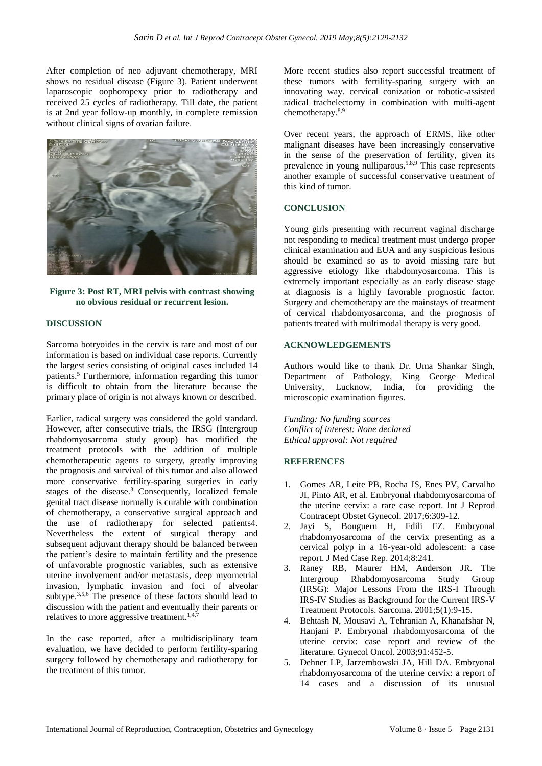After completion of neo adjuvant chemotherapy, MRI shows no residual disease (Figure 3). Patient underwent laparoscopic oophoropexy prior to radiotherapy and received 25 cycles of radiotherapy. Till date, the patient is at 2nd year follow-up monthly, in complete remission without clinical signs of ovarian failure.

**Figure 3: Post RT, MRI pelvis with contrast showing no obvious residual or recurrent lesion.**

## DISCUSSION

Sarcoma botryoides in the cervix is rare and most of our information is based on individual case reports. Currently the largest series consisting of original cases included 14 patients.[5] Furthermore, information regarding this tumor is difficult to obtain from the literature because the primary place of origin is not always known or described.

Earlier, radical surgery was considered the gold standard. However, after consecutive trials, the IRSG (Intergroup rhabdomyosarcoma study group) has modified the treatment protocols with the addition of multiple chemotherapeutic agents to surgery, greatly improving the prognosis and survival of this tumor and also allowed more conservative fertility-sparing surgeries in early stages of the disease.[3] Consequently, localized female genital tract disease normally is curable with combination of chemotherapy, a conservative surgical approach and the use of radiotherapy for selected patients4. Nevertheless the extent of surgical therapy and subsequent adjuvant therapy should be balanced between the patient's desire to maintain fertility and the presence of unfavorable prognostic variables, such as extensive uterine involvement and/or metastasis, deep myometrial invasion, lymphatic invasion and foci of alveolar subtype.[3,5,6] The presence of these factors should lead to discussion with the patient and eventually their parents or relatives to more aggressive treatment.[1,4,7]

In the case reported, after a multidisciplinary team evaluation, we have decided to perform fertility-sparing surgery followed by chemotherapy and radiotherapy for the treatment of this tumor.

More recent studies also report successful treatment of these tumors with fertility-sparing surgery with an innovating way. cervical conization or robotic-assisted radical trachelectomy in combination with multi-agent chemotherapy.[8,9]

Over recent years, the approach of ERMS, like other malignant diseases have been increasingly conservative in the sense of the preservation of fertility, given its prevalence in young nulliparous.[5,8,9] This case represents another example of successful conservative treatment of this kind of tumor.

## CONCLUSION

Young girls presenting with recurrent vaginal discharge not responding to medical treatment must undergo proper clinical examination and EUA and any suspicious lesions should be examined so as to avoid missing rare but aggressive etiology like rhabdomyosarcoma. This is extremely important especially as an early disease stage at diagnosis is a highly favorable prognostic factor. Surgery and chemotherapy are the mainstays of treatment of cervical rhabdomyosarcoma, and the prognosis of patients treated with multimodal therapy is very good.

## ACKNOWLEDGEMENTS

Authors would like to thank Dr. Uma Shankar Singh, Department of Pathology, King George Medical University, Lucknow, India, for providing the microscopic examination figures.

*Funding: No funding sources*
*Conflict of interest: None declared*
*Ethical approval: Not required*

## REFERENCES

1. Gomes AR, Leite PB, Rocha JS, Enes PV, Carvalho JI, Pinto AR, et al. Embryonal rhabdomyosarcoma of the uterine cervix: a rare case report. Int J Reprod Contracept Obstet Gynecol. 2017;6:309-12.
2. Jayi S, Bouguern H, Fdili FZ. Embryonal rhabdomyosarcoma of the cervix presenting as a cervical polyp in a 16-year-old adolescent: a case report. J Med Case Rep. 2014;8:241.
3. Raney RB, Maurer HM, Anderson JR. The Intergroup Rhabdomyosarcoma Study Group (IRSG): Major Lessons From the IRS-I Through IRS-IV Studies as Background for the Current IRS-V Treatment Protocols. Sarcoma. 2001;5(1):9-15.
4. Behtash N, Mousavi A, Tehranian A, Khanafshar N, Hanjani P. Embryonal rhabdomyosarcoma of the uterine cervix: case report and review of the literature. Gynecol Oncol. 2003;91:452-5.
5. Dehner LP, Jarzembowski JA, Hill DA. Embryonal rhabdomyosarcoma of the uterine cervix: a report of 14 cases and a discussion of its unusual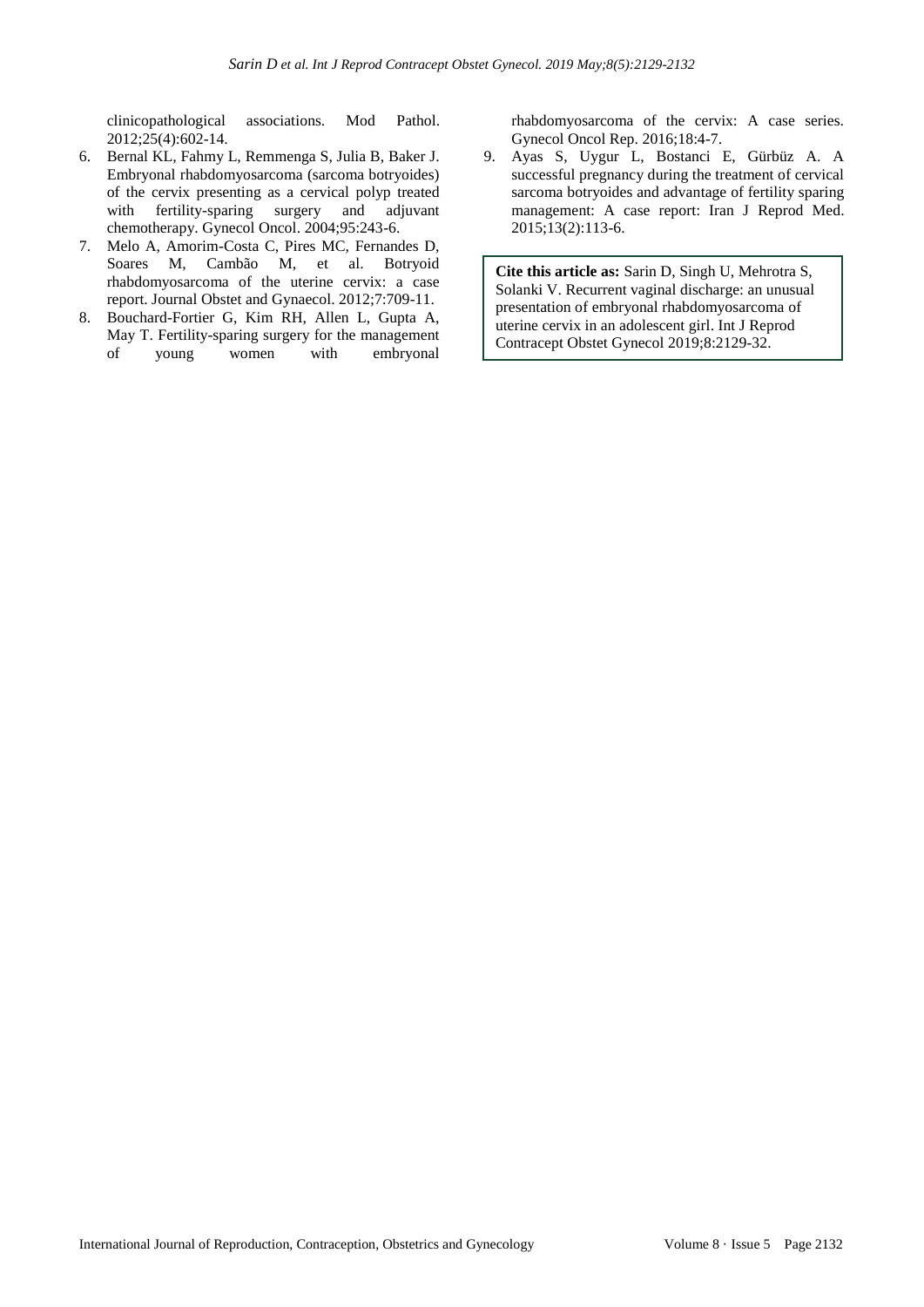clinicopathological associations. Mod Pathol. 2012;25(4):602-14.

6. Bernal KL, Fahmy L, Remmenga S, Julia B, Baker J. Embryonal rhabdomyosarcoma (sarcoma botryoides) of the cervix presenting as a cervical polyp treated with fertility-sparing surgery and adjuvant chemotherapy. Gynecol Oncol. 2004;95:243-6.
7. Melo A, Amorim-Costa C, Pires MC, Fernandes D, Soares M, Cambão M, et al. Botryoid rhabdomyosarcoma of the uterine cervix: a case report. Journal Obstet and Gynaecol. 2012;7:709-11.
8. Bouchard-Fortier G, Kim RH, Allen L, Gupta A, May T. Fertility-sparing surgery for the management of young women with embryonal rhabdomyosarcoma of the cervix: A case series. Gynecol Oncol Rep. 2016;18:4-7.
9. Ayas S, Uygur L, Bostanci E, Gürbüz A. A successful pregnancy during the treatment of cervical sarcoma botryoides and advantage of fertility sparing management: A case report: Iran J Reprod Med. 2015;13(2):113-6.

**Cite this article as:** Sarin D, Singh U, Mehrotra S, Solanki V. Recurrent vaginal discharge: an unusual presentation of embryonal rhabdomyosarcoma of uterine cervix in an adolescent girl. Int J Reprod Contracept Obstet Gynecol 2019;8:2129-32.